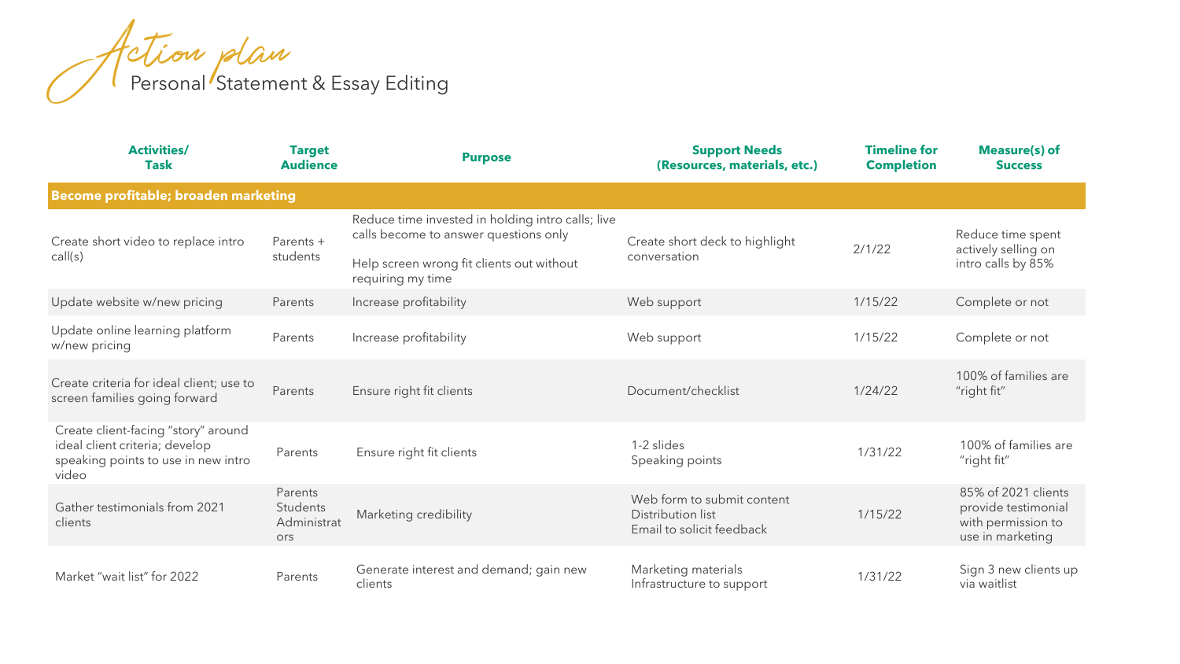# Action plan

## Personal Statement & Essay Editing

| Activities/ Task | Target Audience | Purpose | Support Needs (Resources, materials, etc.) | Timeline for Completion | Measure(s) of Success |
|---|---|---|---|---|---|
| **Become profitable; broaden marketing** | | | | | |
| Create short video to replace intro call(s) | Parents + students | Reduce time invested in holding intro calls; live calls become to answer questions only<br><br>Help screen wrong fit clients out without requiring my time | Create short deck to highlight conversation | 2/1/22 | Reduce time spent actively selling on intro calls by 85% |
| Update website w/new pricing | Parents | Increase profitability | Web support | 1/15/22 | Complete or not |
| Update online learning platform w/new pricing | Parents | Increase profitability | Web support | 1/15/22 | Complete or not |
| Create criteria for ideal client; use to screen families going forward | Parents | Ensure right fit clients | Document/checklist | 1/24/22 | 100% of families are "right fit" |
| Create client-facing "story" around ideal client criteria; develop speaking points to use in new intro video | Parents | Ensure right fit clients | 1-2 slides<br>Speaking points | 1/31/22 | 100% of families are "right fit" |
| Gather testimonials from 2021 clients | Parents<br>Students<br>Administrators | Marketing credibility | Web form to submit content<br>Distribution list<br>Email to solicit feedback | 1/15/22 | 85% of 2021 clients provide testimonial with permission to use in marketing |
| Market "wait list" for 2022 | Parents | Generate interest and demand; gain new clients | Marketing materials<br>Infrastructure to support | 1/31/22 | Sign 3 new clients up via waitlist |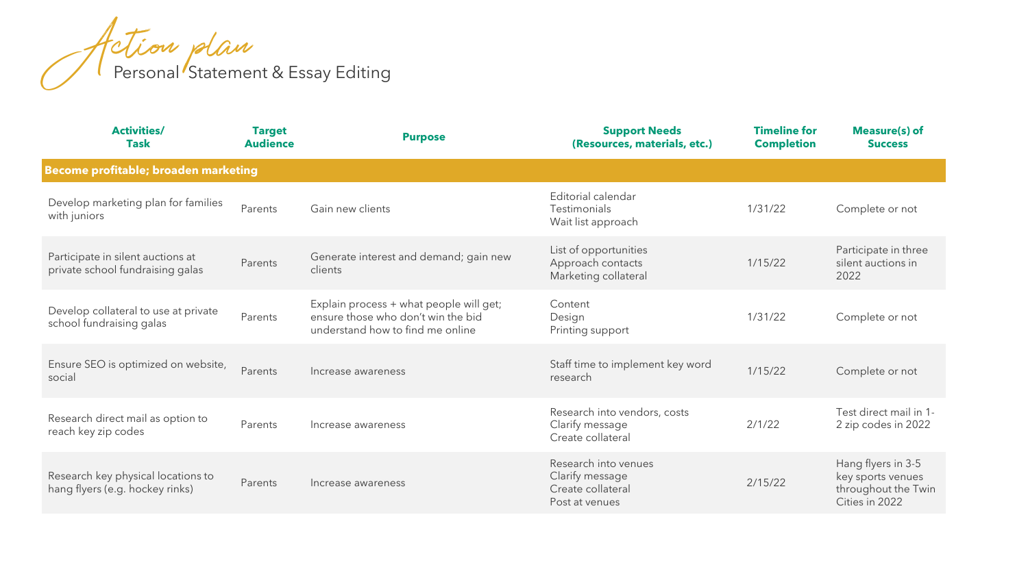# Action plan

## Personal Statement & Essay Editing

| Activities/ Task | Target Audience | Purpose | Support Needs (Resources, materials, etc.) | Timeline for Completion | Measure(s) of Success |
|---|---|---|---|---|---|
| **Become profitable; broaden marketing** | | | | | |
| Develop marketing plan for families with juniors | Parents | Gain new clients | Editorial calendar<br>Testimonials<br>Wait list approach | 1/31/22 | Complete or not |
| Participate in silent auctions at private school fundraising galas | Parents | Generate interest and demand; gain new clients | List of opportunities<br>Approach contacts<br>Marketing collateral | 1/15/22 | Participate in three silent auctions in 2022 |
| Develop collateral to use at private school fundraising galas | Parents | Explain process + what people will get; ensure those who don't win the bid understand how to find me online | Content<br>Design<br>Printing support | 1/31/22 | Complete or not |
| Ensure SEO is optimized on website, social | Parents | Increase awareness | Staff time to implement key word research | 1/15/22 | Complete or not |
| Research direct mail as option to reach key zip codes | Parents | Increase awareness | Research into vendors, costs<br>Clarify message<br>Create collateral | 2/1/22 | Test direct mail in 1-2 zip codes in 2022 |
| Research key physical locations to hang flyers (e.g. hockey rinks) | Parents | Increase awareness | Research into venues<br>Clarify message<br>Create collateral<br>Post at venues | 2/15/22 | Hang flyers in 3-5 key sports venues throughout the Twin Cities in 2022 |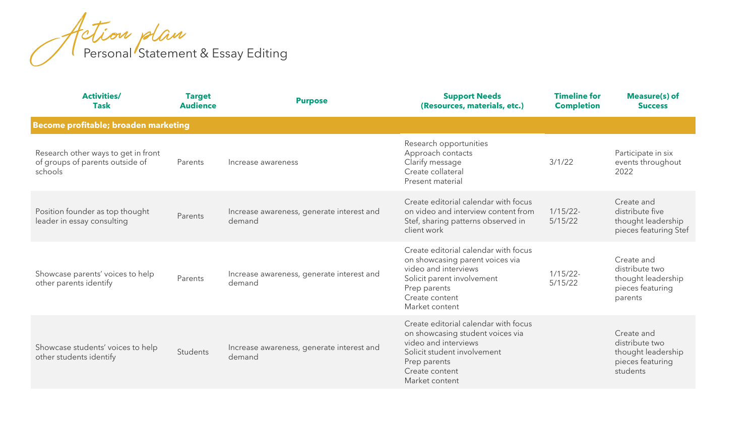# Action plan

## Personal Statement & Essay Editing

| Activities/ Task | Target Audience | Purpose | Support Needs (Resources, materials, etc.) | Timeline for Completion | Measure(s) of Success |
|---|---|---|---|---|---|
| **Become profitable; broaden marketing** | | | | | |
| Research other ways to get in front of groups of parents outside of schools | Parents | Increase awareness | Research opportunities<br>Approach contacts<br>Clarify message<br>Create collateral<br>Present material | 3/1/22 | Participate in six events throughout 2022 |
| Position founder as top thought leader in essay consulting | Parents | Increase awareness, generate interest and demand | Create editorial calendar with focus on video and interview content from Stef, sharing patterns observed in client work | 1/15/22-5/15/22 | Create and distribute five thought leadership pieces featuring Stef |
| Showcase parents' voices to help other parents identify | Parents | Increase awareness, generate interest and demand | Create editorial calendar with focus on showcasing parent voices via video and interviews<br>Solicit parent involvement<br>Prep parents<br>Create content<br>Market content | 1/15/22-5/15/22 | Create and distribute two thought leadership pieces featuring parents |
| Showcase students' voices to help other students identify | Students | Increase awareness, generate interest and demand | Create editorial calendar with focus on showcasing student voices via video and interviews<br>Solicit student involvement<br>Prep parents<br>Create content<br>Market content | | Create and distribute two thought leadership pieces featuring students |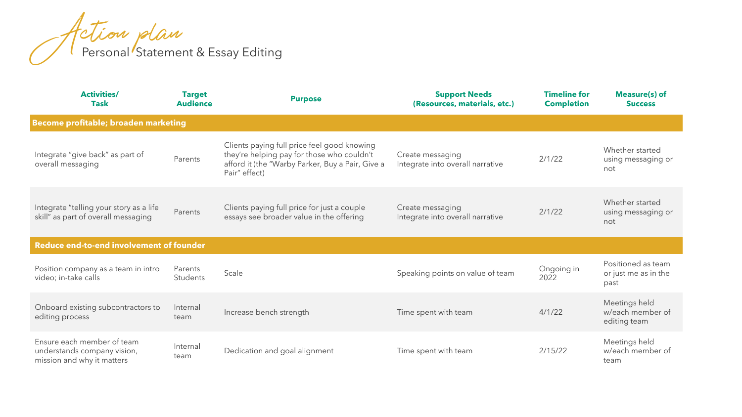# Action plan

## Personal Statement & Essay Editing

| Activities/ Task | Target Audience | Purpose | Support Needs (Resources, materials, etc.) | Timeline for Completion | Measure(s) of Success |
|---|---|---|---|---|---|
| **Become profitable; broaden marketing** | | | | | |
| Integrate "give back" as part of overall messaging | Parents | Clients paying full price feel good knowing they're helping pay for those who couldn't afford it (the "Warby Parker, Buy a Pair, Give a Pair" effect) | Create messaging<br>Integrate into overall narrative | 2/1/22 | Whether started using messaging or not |
| Integrate "telling your story as a life skill" as part of overall messaging | Parents | Clients paying full price for just a couple essays see broader value in the offering | Create messaging<br>Integrate into overall narrative | 2/1/22 | Whether started using messaging or not |
| **Reduce end-to-end involvement of founder** | | | | | |
| Position company as a team in intro video; in-take calls | Parents<br>Students | Scale | Speaking points on value of team | Ongoing in 2022 | Positioned as team or just me as in the past |
| Onboard existing subcontractors to editing process | Internal team | Increase bench strength | Time spent with team | 4/1/22 | Meetings held w/each member of editing team |
| Ensure each member of team understands company vision, mission and why it matters | Internal team | Dedication and goal alignment | Time spent with team | 2/15/22 | Meetings held w/each member of team |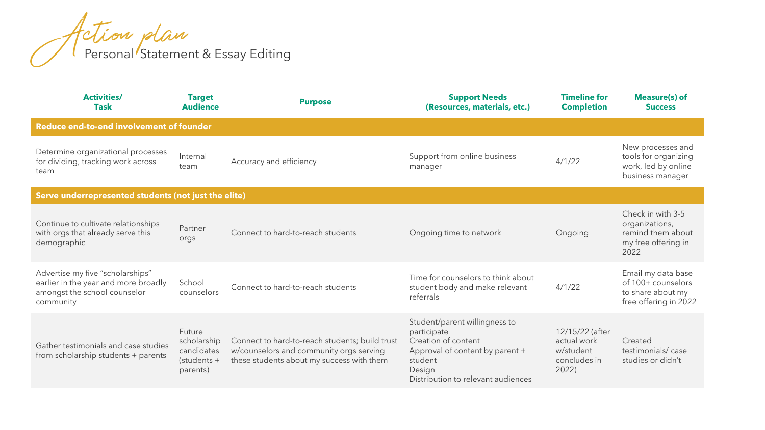# Action plan

## Personal Statement & Essay Editing

| Activities/ Task | Target Audience | Purpose | Support Needs (Resources, materials, etc.) | Timeline for Completion | Measure(s) of Success |
|---|---|---|---|---|---|
| **Reduce end-to-end involvement of founder** | | | | | |
| Determine organizational processes for dividing, tracking work across team | Internal team | Accuracy and efficiency | Support from online business manager | 4/1/22 | New processes and tools for organizing work, led by online business manager |
| **Serve underrepresented students (not just the elite)** | | | | | |
| Continue to cultivate relationships with orgs that already serve this demographic | Partner orgs | Connect to hard-to-reach students | Ongoing time to network | Ongoing | Check in with 3-5 organizations, remind them about my free offering in 2022 |
| Advertise my five "scholarships" earlier in the year and more broadly amongst the school counselor community | School counselors | Connect to hard-to-reach students | Time for counselors to think about student body and make relevant referrals | 4/1/22 | Email my data base of 100+ counselors to share about my free offering in 2022 |
| Gather testimonials and case studies from scholarship students + parents | Future scholarship candidates (students + parents) | Connect to hard-to-reach students; build trust w/counselors and community orgs serving these students about my success with them | Student/parent willingness to participate<br>Creation of content<br>Approval of content by parent + student<br>Design<br>Distribution to relevant audiences | 12/15/22 (after actual work w/student concludes in 2022) | Created testimonials/ case studies or didn't |